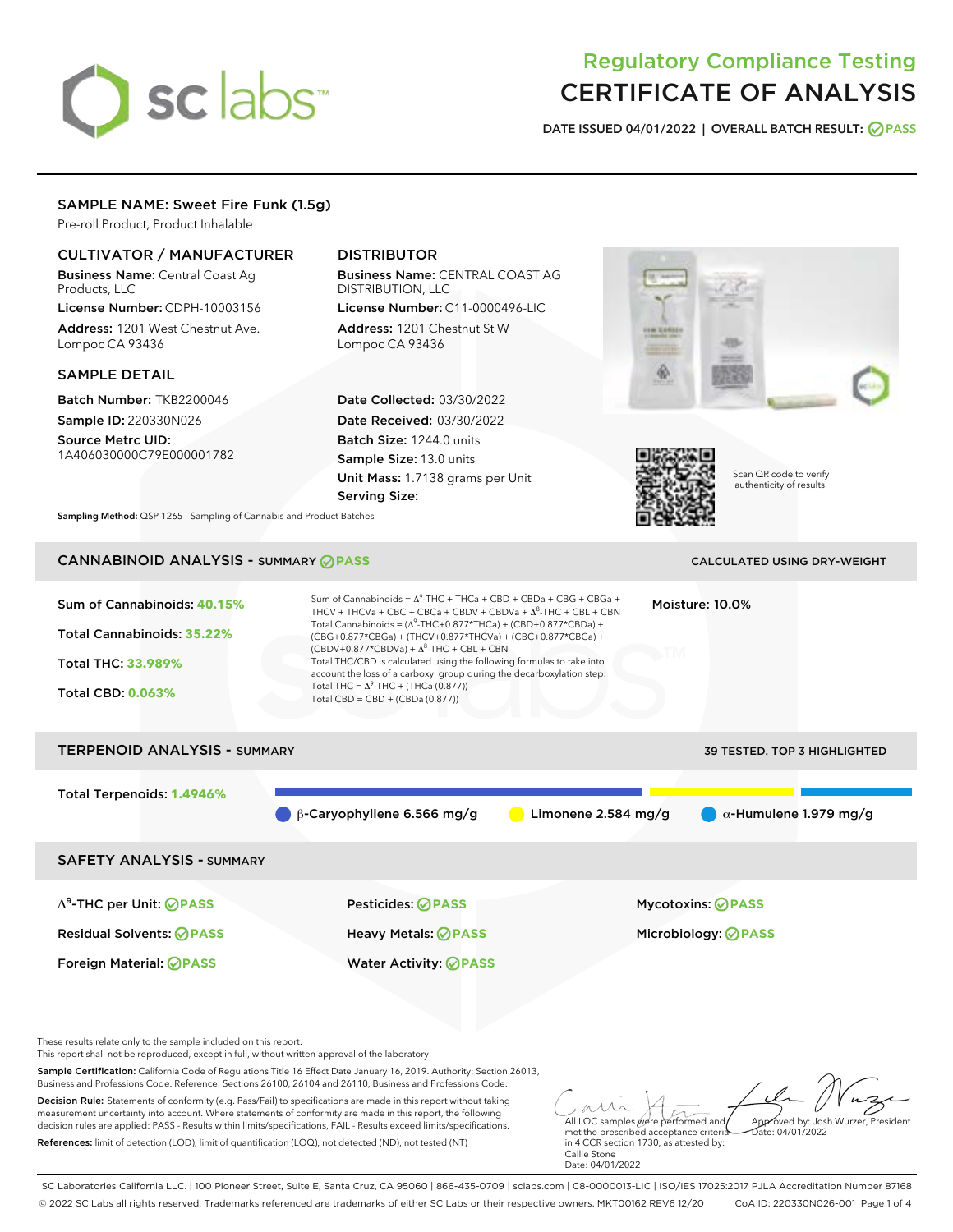# Regulatory Compliance Testing
# CERTIFICATE OF ANALYSIS

**DATE ISSUED 04/01/2022 | OVERALL BATCH RESULT: PASS**

## SAMPLE NAME: Sweet Fire Funk (1.5g)

Pre-roll Product, Product Inhalable

### CULTIVATOR / MANUFACTURER

**Business Name:** Central Coast Ag Products, LLC
**License Number:** CDPH-10003156
**Address:** 1201 West Chestnut Ave. Lompoc CA 93436

### DISTRIBUTOR

**Business Name:** CENTRAL COAST AG DISTRIBUTION, LLC
**License Number:** C11-0000496-LIC
**Address:** 1201 Chestnut St W Lompoc CA 93436

### SAMPLE DETAIL

**Batch Number:** TKB2200046
**Sample ID:** 220330N026
**Source Metrc UID:** 1A406030000C79E000001782

**Date Collected:** 03/30/2022
**Date Received:** 03/30/2022
**Batch Size:** 1244.0 units
**Sample Size:** 13.0 units
**Unit Mass:** 1.7138 grams per Unit
**Serving Size:**

Scan QR code to verify authenticity of results.

**Sampling Method:** QSP 1265 - Sampling of Cannabis and Product Batches

## CANNABINOID ANALYSIS - SUMMARY PASS

CALCULATED USING DRY-WEIGHT

**Sum of Cannabinoids:** 40.15%
**Total Cannabinoids:** 35.22%
**Total THC:** 33.989%
**Total CBD:** 0.063%

Sum of Cannabinoids = $\Delta^9$-THC + THCa + CBD + CBDa + CBG + CBGa + THCV + THCVa + CBC + CBCa + CBDV + CBDVa + $\Delta^8$-THC + CBL + CBN
Total Cannabinoids = ($\Delta^9$-THC+0.877\*THCa) + (CBD+0.877\*CBDa) + (CBG+0.877\*CBGa) + (THCV+0.877\*THCVa) + (CBC+0.877\*CBCa) + (CBDV+0.877\*CBDVa) + $\Delta^8$-THC + CBL + CBN
Total THC/CBD is calculated using the following formulas to take into account the loss of a carboxyl group during the decarboxylation step:
Total THC = $\Delta^9$-THC + (THCa (0.877))
Total CBD = CBD + (CBDa (0.877))

**Moisture:** 10.0%

## TERPENOID ANALYSIS - SUMMARY

39 TESTED, TOP 3 HIGHLIGHTED

**Total Terpenoids:** 1.4946%

β-Caryophyllene 6.566 mg/g | Limonene 2.584 mg/g | α-Humulene 1.979 mg/g

## SAFETY ANALYSIS - SUMMARY

| | | |
|---|---|---|
| $\Delta^9$-THC per Unit: PASS | Pesticides: PASS | Mycotoxins: PASS |
| Residual Solvents: PASS | Heavy Metals: PASS | Microbiology: PASS |
| Foreign Material: PASS | Water Activity: PASS | |

These results relate only to the sample included on this report.
This report shall not be reproduced, except in full, without written approval of the laboratory.

**Sample Certification:** California Code of Regulations Title 16 Effect Date January 16, 2019. Authority: Section 26013, Business and Professions Code. Reference: Sections 26100, 26104 and 26110, Business and Professions Code.

**Decision Rule:** Statements of conformity (e.g. Pass/Fail) to specifications are made in this report without taking measurement uncertainty into account. Where statements of conformity are made in this report, the following decision rules are applied: PASS - Results within limits/specifications, FAIL - Results exceed limits/specifications.

**References:** limit of detection (LOD), limit of quantification (LOQ), not detected (ND), not tested (NT)

All LQC samples were performed and met the prescribed acceptance criteria in 4 CCR section 1730, as attested by: Callie Stone
Date: 04/01/2022

Approved by: Josh Wurzer, President
Date: 04/01/2022

SC Laboratories California LLC. | 100 Pioneer Street, Suite E, Santa Cruz, CA 95060 | 866-435-0709 | sclabs.com | C8-0000013-LIC | ISO/IES 17025:2017 PJLA Accreditation Number 87168
© 2022 SC Labs all rights reserved. Trademarks referenced are trademarks of either SC Labs or their respective owners. MKT00162 REV6 12/20 CoA ID: 220330N026-001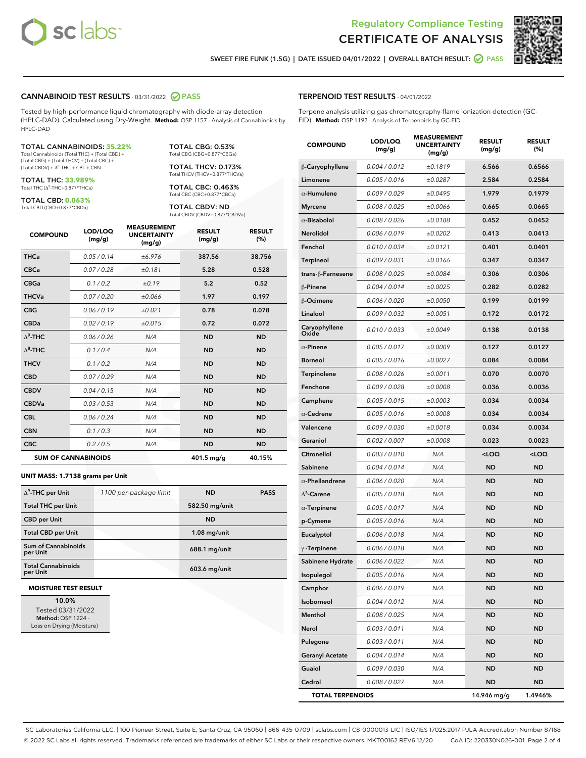Regulatory Compliance Testing
# CERTIFICATE OF ANALYSIS

SWEET FIRE FUNK (1.5G) | DATE ISSUED 04/01/2022 | OVERALL BATCH RESULT: PASS

## CANNABINOID TEST RESULTS - 03/31/2022 PASS

Tested by high-performance liquid chromatography with diode-array detection (HPLC-DAD). Calculated using Dry-Weight. **Method:** QSP 1157 - Analysis of Cannabinoids by HPLC-DAD

**TOTAL CANNABINOIDS: 35.22%**
Total Cannabinoids (Total THC) + (Total CBD) + (Total CBG) + (Total THCV) + (Total CBC) + (Total CBDV) + Δ$^8$-THC + CBL + CBN

**TOTAL THC: 33.989%**
Total THC (Δ$^9$-THC+0.877*THCa)

**TOTAL CBD: 0.063%**
Total CBD (CBD+0.877*CBDa)

**TOTAL CBG: 0.53%**
Total CBG (CBG+0.877*CBGa)

**TOTAL THCV: 0.173%**
Total THCV (THCV+0.877*THCVa)

**TOTAL CBC: 0.463%**
Total CBC (CBC+0.877*CBCa)

**TOTAL CBDV: ND**
Total CBDV (CBDV+0.877*CBDVa)

| COMPOUND | LOD/LOQ (mg/g) | MEASUREMENT UNCERTAINTY (mg/g) | RESULT (mg/g) | RESULT (%) |
|---|---|---|---|---|
| THCa | 0.05 / 0.14 | ±6.976 | 387.56 | 38.756 |
| CBCa | 0.07 / 0.28 | ±0.181 | 5.28 | 0.528 |
| CBGa | 0.1 / 0.2 | ±0.19 | 5.2 | 0.52 |
| THCVa | 0.07 / 0.20 | ±0.066 | 1.97 | 0.197 |
| CBG | 0.06 / 0.19 | ±0.021 | 0.78 | 0.078 |
| CBDa | 0.02 / 0.19 | ±0.015 | 0.72 | 0.072 |
| Δ$^9$-THC | 0.06 / 0.26 | N/A | ND | ND |
| Δ$^8$-THC | 0.1 / 0.4 | N/A | ND | ND |
| THCV | 0.1 / 0.2 | N/A | ND | ND |
| CBD | 0.07 / 0.29 | N/A | ND | ND |
| CBDV | 0.04 / 0.15 | N/A | ND | ND |
| CBDVa | 0.03 / 0.53 | N/A | ND | ND |
| CBL | 0.06 / 0.24 | N/A | ND | ND |
| CBN | 0.1 / 0.3 | N/A | ND | ND |
| CBC | 0.2 / 0.5 | N/A | ND | ND |
| **SUM OF CANNABINOIDS** | | | **401.5 mg/g** | **40.15%** |

**UNIT MASS: 1.7138 grams per Unit**

| | | | |
|---|---|---|---|
| Δ$^9$-THC per Unit | 1100 per-package limit | ND | PASS |
| Total THC per Unit | | 582.50 mg/unit | |
| CBD per Unit | | ND | |
| Total CBD per Unit | | 1.08 mg/unit | |
| Sum of Cannabinoids per Unit | | 688.1 mg/unit | |
| Total Cannabinoids per Unit | | 603.6 mg/unit | |

**MOISTURE TEST RESULT**

**10.0%**
Tested 03/31/2022
**Method:** QSP 1224 - Loss on Drying (Moisture)

## TERPENOID TEST RESULTS - 04/01/2022

Terpene analysis utilizing gas chromatography-flame ionization detection (GC-FID). **Method:** QSP 1192 - Analysis of Terpenoids by GC-FID

| COMPOUND | LOD/LOQ (mg/g) | MEASUREMENT UNCERTAINTY (mg/g) | RESULT (mg/g) | RESULT (%) |
|---|---|---|---|---|
| β-Caryophyllene | 0.004 / 0.012 | ±0.1819 | 6.566 | 0.6566 |
| Limonene | 0.005 / 0.016 | ±0.0287 | 2.584 | 0.2584 |
| α-Humulene | 0.009 / 0.029 | ±0.0495 | 1.979 | 0.1979 |
| Myrcene | 0.008 / 0.025 | ±0.0066 | 0.665 | 0.0665 |
| α-Bisabolol | 0.008 / 0.026 | ±0.0188 | 0.452 | 0.0452 |
| Nerolidol | 0.006 / 0.019 | ±0.0202 | 0.413 | 0.0413 |
| Fenchol | 0.010 / 0.034 | ±0.0121 | 0.401 | 0.0401 |
| Terpineol | 0.009 / 0.031 | ±0.0166 | 0.347 | 0.0347 |
| trans-β-Farnesene | 0.008 / 0.025 | ±0.0084 | 0.306 | 0.0306 |
| β-Pinene | 0.004 / 0.014 | ±0.0025 | 0.282 | 0.0282 |
| β-Ocimene | 0.006 / 0.020 | ±0.0050 | 0.199 | 0.0199 |
| Linalool | 0.009 / 0.032 | ±0.0051 | 0.172 | 0.0172 |
| Caryophyllene Oxide | 0.010 / 0.033 | ±0.0049 | 0.138 | 0.0138 |
| α-Pinene | 0.005 / 0.017 | ±0.0009 | 0.127 | 0.0127 |
| Borneol | 0.005 / 0.016 | ±0.0027 | 0.084 | 0.0084 |
| Terpinolene | 0.008 / 0.026 | ±0.0011 | 0.070 | 0.0070 |
| Fenchone | 0.009 / 0.028 | ±0.0008 | 0.036 | 0.0036 |
| Camphene | 0.005 / 0.015 | ±0.0003 | 0.034 | 0.0034 |
| α-Cedrene | 0.005 / 0.016 | ±0.0008 | 0.034 | 0.0034 |
| Valencene | 0.009 / 0.030 | ±0.0018 | 0.034 | 0.0034 |
| Geraniol | 0.002 / 0.007 | ±0.0008 | 0.023 | 0.0023 |
| Citronellol | 0.003 / 0.010 | N/A | <LOQ | <LOQ |
| Sabinene | 0.004 / 0.014 | N/A | ND | ND |
| α-Phellandrene | 0.006 / 0.020 | N/A | ND | ND |
| Δ$^3$-Carene | 0.005 / 0.018 | N/A | ND | ND |
| α-Terpinene | 0.005 / 0.017 | N/A | ND | ND |
| p-Cymene | 0.005 / 0.016 | N/A | ND | ND |
| Eucalyptol | 0.006 / 0.018 | N/A | ND | ND |
| γ-Terpinene | 0.006 / 0.018 | N/A | ND | ND |
| Sabinene Hydrate | 0.006 / 0.022 | N/A | ND | ND |
| Isopulegol | 0.005 / 0.016 | N/A | ND | ND |
| Camphor | 0.006 / 0.019 | N/A | ND | ND |
| Isoborneol | 0.004 / 0.012 | N/A | ND | ND |
| Menthol | 0.008 / 0.025 | N/A | ND | ND |
| Nerol | 0.003 / 0.011 | N/A | ND | ND |
| Pulegone | 0.003 / 0.011 | N/A | ND | ND |
| Geranyl Acetate | 0.004 / 0.014 | N/A | ND | ND |
| Guaiol | 0.009 / 0.030 | N/A | ND | ND |
| Cedrol | 0.008 / 0.027 | N/A | ND | ND |
| **TOTAL TERPENOIDS** | | | **14.946 mg/g** | **1.4946%** |

SC Laboratories California LLC. | 100 Pioneer Street, Suite E, Santa Cruz, CA 95060 | 866-435-0709 | sclabs.com | C8-0000013-LIC | ISO/IES 17025:2017 PJLA Accreditation Number 87168
© 2022 SC Labs all rights reserved. Trademarks referenced are trademarks of either SC Labs or their respective owners. MKT00162 REV6 12/20 CoA ID: 220330N026-001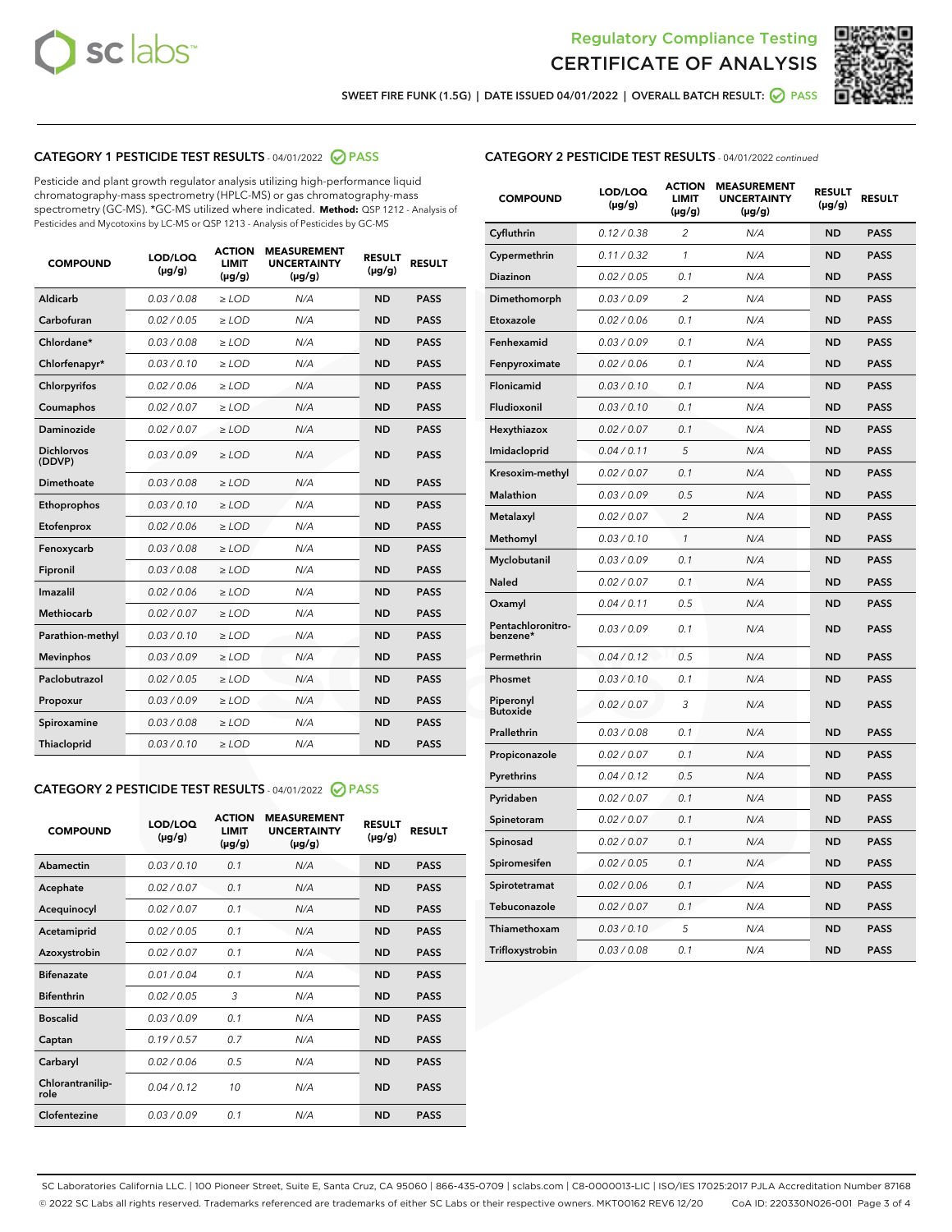# Regulatory Compliance Testing
# CERTIFICATE OF ANALYSIS

SWEET FIRE FUNK (1.5G) | DATE ISSUED 04/01/2022 | OVERALL BATCH RESULT: PASS

## CATEGORY 1 PESTICIDE TEST RESULTS - 04/01/2022 PASS

Pesticide and plant growth regulator analysis utilizing high-performance liquid chromatography-mass spectrometry (HPLC-MS) or gas chromatography-mass spectrometry (GC-MS). *GC-MS utilized where indicated. **Method:** QSP 1212 - Analysis of Pesticides and Mycotoxins by LC-MS or QSP 1213 - Analysis of Pesticides by GC-MS

| COMPOUND | LOD/LOQ (µg/g) | ACTION LIMIT (µg/g) | MEASUREMENT UNCERTAINTY (µg/g) | RESULT (µg/g) | RESULT |
|---|---|---|---|---|---|
| Aldicarb | 0.03 / 0.08 | ≥ LOD | N/A | ND | PASS |
| Carbofuran | 0.02 / 0.05 | ≥ LOD | N/A | ND | PASS |
| Chlordane* | 0.03 / 0.08 | ≥ LOD | N/A | ND | PASS |
| Chlorfenapyr* | 0.03 / 0.10 | ≥ LOD | N/A | ND | PASS |
| Chlorpyrifos | 0.02 / 0.06 | ≥ LOD | N/A | ND | PASS |
| Coumaphos | 0.02 / 0.07 | ≥ LOD | N/A | ND | PASS |
| Daminozide | 0.02 / 0.07 | ≥ LOD | N/A | ND | PASS |
| Dichlorvos (DDVP) | 0.03 / 0.09 | ≥ LOD | N/A | ND | PASS |
| Dimethoate | 0.03 / 0.08 | ≥ LOD | N/A | ND | PASS |
| Ethoprophos | 0.03 / 0.10 | ≥ LOD | N/A | ND | PASS |
| Etofenprox | 0.02 / 0.06 | ≥ LOD | N/A | ND | PASS |
| Fenoxycarb | 0.03 / 0.08 | ≥ LOD | N/A | ND | PASS |
| Fipronil | 0.03 / 0.08 | ≥ LOD | N/A | ND | PASS |
| Imazalil | 0.02 / 0.06 | ≥ LOD | N/A | ND | PASS |
| Methiocarb | 0.02 / 0.07 | ≥ LOD | N/A | ND | PASS |
| Parathion-methyl | 0.03 / 0.10 | ≥ LOD | N/A | ND | PASS |
| Mevinphos | 0.03 / 0.09 | ≥ LOD | N/A | ND | PASS |
| Paclobutrazol | 0.02 / 0.05 | ≥ LOD | N/A | ND | PASS |
| Propoxur | 0.03 / 0.09 | ≥ LOD | N/A | ND | PASS |
| Spiroxamine | 0.03 / 0.08 | ≥ LOD | N/A | ND | PASS |
| Thiacloprid | 0.03 / 0.10 | ≥ LOD | N/A | ND | PASS |

## CATEGORY 2 PESTICIDE TEST RESULTS - 04/01/2022 PASS

| COMPOUND | LOD/LOQ (µg/g) | ACTION LIMIT (µg/g) | MEASUREMENT UNCERTAINTY (µg/g) | RESULT (µg/g) | RESULT |
|---|---|---|---|---|---|
| Abamectin | 0.03 / 0.10 | 0.1 | N/A | ND | PASS |
| Acephate | 0.02 / 0.07 | 0.1 | N/A | ND | PASS |
| Acequinocyl | 0.02 / 0.07 | 0.1 | N/A | ND | PASS |
| Acetamiprid | 0.02 / 0.05 | 0.1 | N/A | ND | PASS |
| Azoxystrobin | 0.02 / 0.07 | 0.1 | N/A | ND | PASS |
| Bifenazate | 0.01 / 0.04 | 0.1 | N/A | ND | PASS |
| Bifenthrin | 0.02 / 0.05 | 3 | N/A | ND | PASS |
| Boscalid | 0.03 / 0.09 | 0.1 | N/A | ND | PASS |
| Captan | 0.19 / 0.57 | 0.7 | N/A | ND | PASS |
| Carbaryl | 0.02 / 0.06 | 0.5 | N/A | ND | PASS |
| Chlorantraniliprole | 0.04 / 0.12 | 10 | N/A | ND | PASS |
| Clofentezine | 0.03 / 0.09 | 0.1 | N/A | ND | PASS |
| Cyfluthrin | 0.12 / 0.38 | 2 | N/A | ND | PASS |
| Cypermethrin | 0.11 / 0.32 | 1 | N/A | ND | PASS |
| Diazinon | 0.02 / 0.05 | 0.1 | N/A | ND | PASS |
| Dimethomorph | 0.03 / 0.09 | 2 | N/A | ND | PASS |
| Etoxazole | 0.02 / 0.06 | 0.1 | N/A | ND | PASS |
| Fenhexamid | 0.03 / 0.09 | 0.1 | N/A | ND | PASS |
| Fenpyroximate | 0.02 / 0.06 | 0.1 | N/A | ND | PASS |
| Flonicamid | 0.03 / 0.10 | 0.1 | N/A | ND | PASS |
| Fludioxonil | 0.03 / 0.10 | 0.1 | N/A | ND | PASS |
| Hexythiazox | 0.02 / 0.07 | 0.1 | N/A | ND | PASS |
| Imidacloprid | 0.04 / 0.11 | 5 | N/A | ND | PASS |
| Kresoxim-methyl | 0.02 / 0.07 | 0.1 | N/A | ND | PASS |
| Malathion | 0.03 / 0.09 | 0.5 | N/A | ND | PASS |
| Metalaxyl | 0.02 / 0.07 | 2 | N/A | ND | PASS |
| Methomyl | 0.03 / 0.10 | 1 | N/A | ND | PASS |
| Myclobutanil | 0.03 / 0.09 | 0.1 | N/A | ND | PASS |
| Naled | 0.02 / 0.07 | 0.1 | N/A | ND | PASS |
| Oxamyl | 0.04 / 0.11 | 0.5 | N/A | ND | PASS |
| Pentachloronitrobenzene* | 0.03 / 0.09 | 0.1 | N/A | ND | PASS |
| Permethrin | 0.04 / 0.12 | 0.5 | N/A | ND | PASS |
| Phosmet | 0.03 / 0.10 | 0.1 | N/A | ND | PASS |
| Piperonyl Butoxide | 0.02 / 0.07 | 3 | N/A | ND | PASS |
| Prallethrin | 0.03 / 0.08 | 0.1 | N/A | ND | PASS |
| Propiconazole | 0.02 / 0.07 | 0.1 | N/A | ND | PASS |
| Pyrethrins | 0.04 / 0.12 | 0.5 | N/A | ND | PASS |
| Pyridaben | 0.02 / 0.07 | 0.1 | N/A | ND | PASS |
| Spinetoram | 0.02 / 0.07 | 0.1 | N/A | ND | PASS |
| Spinosad | 0.02 / 0.07 | 0.1 | N/A | ND | PASS |
| Spiromesifen | 0.02 / 0.05 | 0.1 | N/A | ND | PASS |
| Spirotetramat | 0.02 / 0.06 | 0.1 | N/A | ND | PASS |
| Tebuconazole | 0.02 / 0.07 | 0.1 | N/A | ND | PASS |
| Thiamethoxam | 0.03 / 0.10 | 5 | N/A | ND | PASS |
| Trifloxystrobin | 0.03 / 0.08 | 0.1 | N/A | ND | PASS |

SC Laboratories California LLC. | 100 Pioneer Street, Suite E, Santa Cruz, CA 95060 | 866-435-0709 | sclabs.com | C8-0000013-LIC | ISO/IES 17025:2017 PJLA Accreditation Number 87168
© 2022 SC Labs all rights reserved. Trademarks referenced are trademarks of either SC Labs or their respective owners. MKT00162 REV6 12/20 CoA ID: 220330N026-001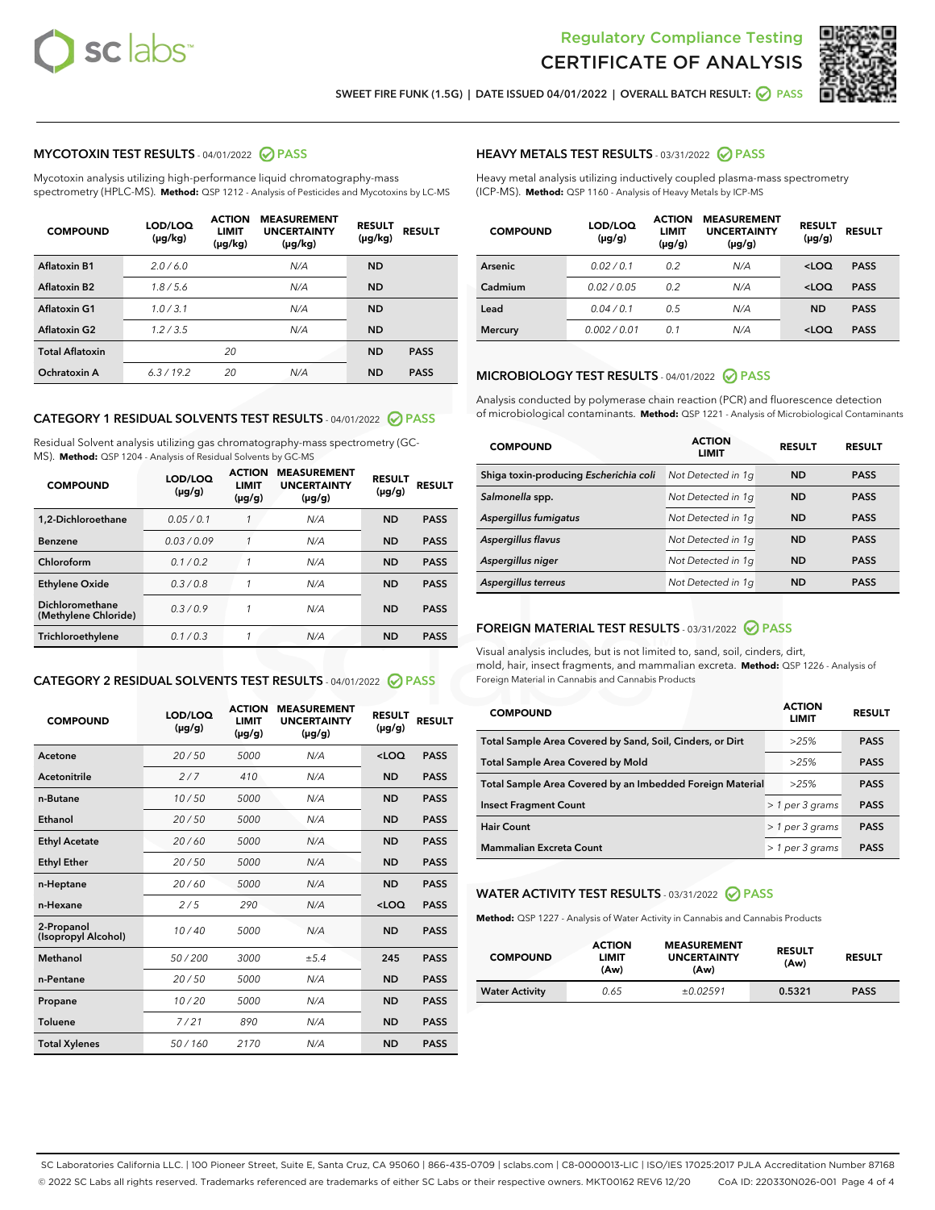Regulatory Compliance Testing

# CERTIFICATE OF ANALYSIS

SWEET FIRE FUNK (1.5G) | DATE ISSUED 04/01/2022 | OVERALL BATCH RESULT: PASS

## MYCOTOXIN TEST RESULTS - 04/01/2022 PASS

Mycotoxin analysis utilizing high-performance liquid chromatography-mass spectrometry (HPLC-MS). **Method:** QSP 1212 - Analysis of Pesticides and Mycotoxins by LC-MS

| COMPOUND | LOD/LOQ (µg/kg) | ACTION LIMIT (µg/kg) | MEASUREMENT UNCERTAINTY (µg/kg) | RESULT (µg/kg) | RESULT |
|---|---|---|---|---|---|
| Aflatoxin B1 | 2.0 / 6.0 | | N/A | ND | |
| Aflatoxin B2 | 1.8 / 5.6 | | N/A | ND | |
| Aflatoxin G1 | 1.0 / 3.1 | | N/A | ND | |
| Aflatoxin G2 | 1.2 / 3.5 | | N/A | ND | |
| Total Aflatoxin | | 20 | | ND | PASS |
| Ochratoxin A | 6.3 / 19.2 | 20 | N/A | ND | PASS |

## CATEGORY 1 RESIDUAL SOLVENTS TEST RESULTS - 04/01/2022 PASS

Residual Solvent analysis utilizing gas chromatography-mass spectrometry (GC-MS). **Method:** QSP 1204 - Analysis of Residual Solvents by GC-MS

| COMPOUND | LOD/LOQ (µg/g) | ACTION LIMIT (µg/g) | MEASUREMENT UNCERTAINTY (µg/g) | RESULT (µg/g) | RESULT |
|---|---|---|---|---|---|
| 1,2-Dichloroethane | 0.05 / 0.1 | 1 | N/A | ND | PASS |
| Benzene | 0.03 / 0.09 | 1 | N/A | ND | PASS |
| Chloroform | 0.1 / 0.2 | 1 | N/A | ND | PASS |
| Ethylene Oxide | 0.3 / 0.8 | 1 | N/A | ND | PASS |
| Dichloromethane (Methylene Chloride) | 0.3 / 0.9 | 1 | N/A | ND | PASS |
| Trichloroethylene | 0.1 / 0.3 | 1 | N/A | ND | PASS |

## CATEGORY 2 RESIDUAL SOLVENTS TEST RESULTS - 04/01/2022 PASS

| COMPOUND | LOD/LOQ (µg/g) | ACTION LIMIT (µg/g) | MEASUREMENT UNCERTAINTY (µg/g) | RESULT (µg/g) | RESULT |
|---|---|---|---|---|---|
| Acetone | 20 / 50 | 5000 | N/A | <LOQ | PASS |
| Acetonitrile | 2 / 7 | 410 | N/A | ND | PASS |
| n-Butane | 10 / 50 | 5000 | N/A | ND | PASS |
| Ethanol | 20 / 50 | 5000 | N/A | ND | PASS |
| Ethyl Acetate | 20 / 60 | 5000 | N/A | ND | PASS |
| Ethyl Ether | 20 / 50 | 5000 | N/A | ND | PASS |
| n-Heptane | 20 / 60 | 5000 | N/A | ND | PASS |
| n-Hexane | 2 / 5 | 290 | N/A | <LOQ | PASS |
| 2-Propanol (Isopropyl Alcohol) | 10 / 40 | 5000 | N/A | ND | PASS |
| Methanol | 50 / 200 | 3000 | ±5.4 | 245 | PASS |
| n-Pentane | 20 / 50 | 5000 | N/A | ND | PASS |
| Propane | 10 / 20 | 5000 | N/A | ND | PASS |
| Toluene | 7 / 21 | 890 | N/A | ND | PASS |
| Total Xylenes | 50 / 160 | 2170 | N/A | ND | PASS |

## HEAVY METALS TEST RESULTS - 03/31/2022 PASS

Heavy metal analysis utilizing inductively coupled plasma-mass spectrometry (ICP-MS). **Method:** QSP 1160 - Analysis of Heavy Metals by ICP-MS

| COMPOUND | LOD/LOQ (µg/g) | ACTION LIMIT (µg/g) | MEASUREMENT UNCERTAINTY (µg/g) | RESULT (µg/g) | RESULT |
|---|---|---|---|---|---|
| Arsenic | 0.02 / 0.1 | 0.2 | N/A | <LOQ | PASS |
| Cadmium | 0.02 / 0.05 | 0.2 | N/A | <LOQ | PASS |
| Lead | 0.04 / 0.1 | 0.5 | N/A | ND | PASS |
| Mercury | 0.002 / 0.01 | 0.1 | N/A | <LOQ | PASS |

## MICROBIOLOGY TEST RESULTS - 04/01/2022 PASS

Analysis conducted by polymerase chain reaction (PCR) and fluorescence detection of microbiological contaminants. **Method:** QSP 1221 - Analysis of Microbiological Contaminants

| COMPOUND | ACTION LIMIT | RESULT | RESULT |
|---|---|---|---|
| Shiga toxin-producing *Escherichia coli* | Not Detected in 1g | ND | PASS |
| *Salmonella* spp. | Not Detected in 1g | ND | PASS |
| *Aspergillus fumigatus* | Not Detected in 1g | ND | PASS |
| *Aspergillus flavus* | Not Detected in 1g | ND | PASS |
| *Aspergillus niger* | Not Detected in 1g | ND | PASS |
| *Aspergillus terreus* | Not Detected in 1g | ND | PASS |

## FOREIGN MATERIAL TEST RESULTS - 03/31/2022 PASS

Visual analysis includes, but is not limited to, sand, soil, cinders, dirt, mold, hair, insect fragments, and mammalian excreta. **Method:** QSP 1226 - Analysis of Foreign Material in Cannabis and Cannabis Products

| COMPOUND | ACTION LIMIT | RESULT |
|---|---|---|
| Total Sample Area Covered by Sand, Soil, Cinders, or Dirt | >25% | PASS |
| Total Sample Area Covered by Mold | >25% | PASS |
| Total Sample Area Covered by an Imbedded Foreign Material | >25% | PASS |
| Insect Fragment Count | > 1 per 3 grams | PASS |
| Hair Count | > 1 per 3 grams | PASS |
| Mammalian Excreta Count | > 1 per 3 grams | PASS |

## WATER ACTIVITY TEST RESULTS - 03/31/2022 PASS

**Method:** QSP 1227 - Analysis of Water Activity in Cannabis and Cannabis Products

| COMPOUND | ACTION LIMIT (Aw) | MEASUREMENT UNCERTAINTY (Aw) | RESULT (Aw) | RESULT |
|---|---|---|---|---|
| Water Activity | 0.65 | ±0.02591 | 0.5321 | PASS |

SC Laboratories California LLC. | 100 Pioneer Street, Suite E, Santa Cruz, CA 95060 | 866-435-0709 | sclabs.com | C8-0000013-LIC | ISO/IES 17025:2017 PJLA Accreditation Number 87168
© 2022 SC Labs all rights reserved. Trademarks referenced are trademarks of either SC Labs or their respective owners. MKT00162 REV6 12/20 CoA ID: 220330N026-001